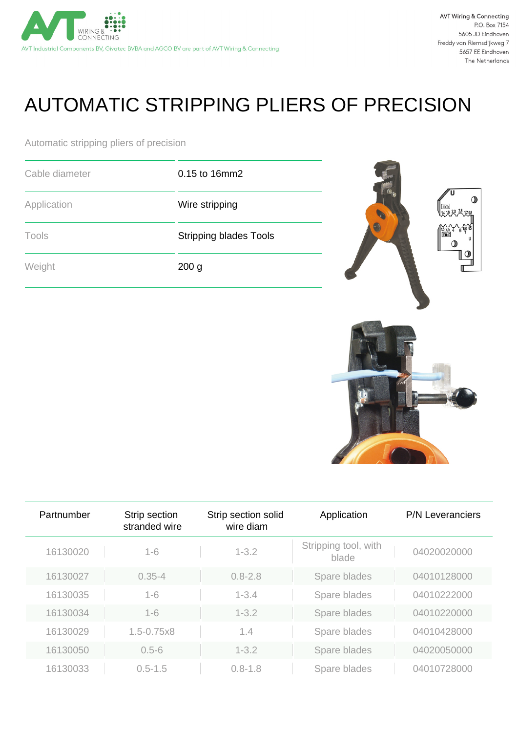AVT Wiring & Connecting
P.O. Box 7154
5605 JD Eindhoven
Freddy van Riemsdijkweg 7
5657 EE Eindhoven
The Netherlands

AVT Industrial Components BV, Givatec BVBA and AGCO BV are part of AVT Wiring & Connecting

# AUTOMATIC STRIPPING PLIERS OF PRECISION

Automatic stripping pliers of precision

| | |
|---|---|
| Cable diameter | 0.15 to 16mm2 |
| Application | Wire stripping |
| Tools | Stripping blades Tools |
| Weight | 200 g |

| Partnumber | Strip section stranded wire | Strip section solid wire diam | Application | P/N Leveranciers |
|---|---|---|---|---|
| 16130020 | 1-6 | 1-3.2 | Stripping tool, with blade | 04020020000 |
| 16130027 | 0.35-4 | 0.8-2.8 | Spare blades | 04010128000 |
| 16130035 | 1-6 | 1-3.4 | Spare blades | 04010222000 |
| 16130034 | 1-6 | 1-3.2 | Spare blades | 04010220000 |
| 16130029 | 1.5-0.75x8 | 1.4 | Spare blades | 04010428000 |
| 16130050 | 0.5-6 | 1-3.2 | Spare blades | 04020050000 |
| 16130033 | 0.5-1.5 | 0.8-1.8 | Spare blades | 04010728000 |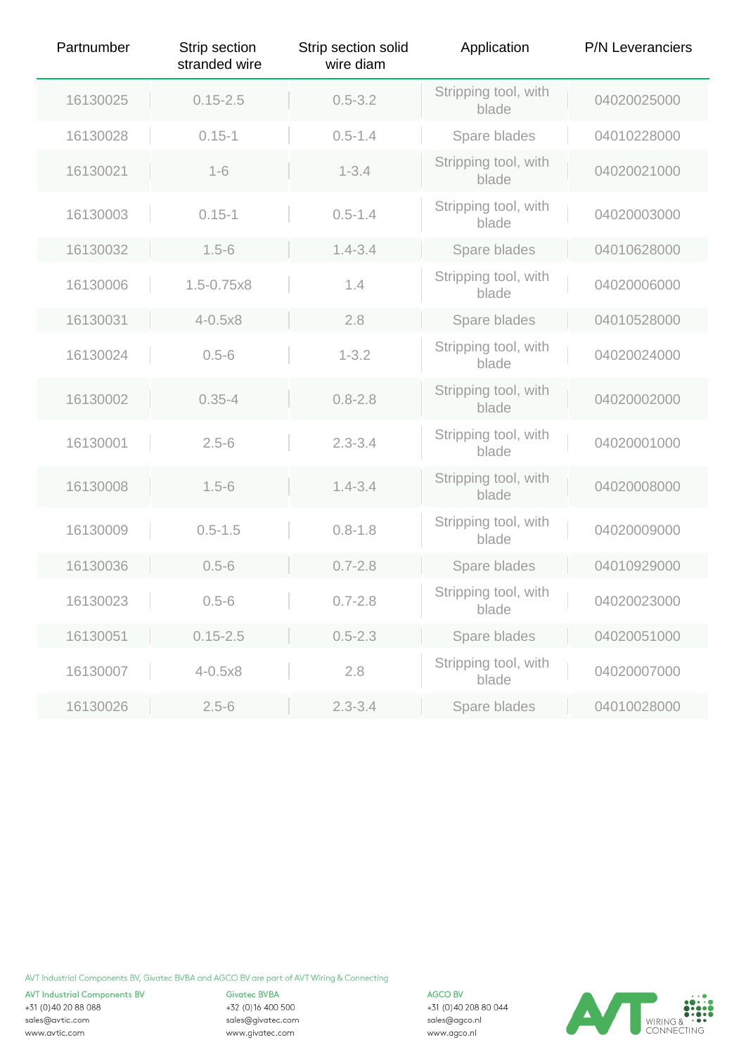| Partnumber | Strip section stranded wire | Strip section solid wire diam | Application | P/N Leveranciers |
|---|---|---|---|---|
| 16130025 | 0.15-2.5 | 0.5-3.2 | Stripping tool, with blade | 04020025000 |
| 16130028 | 0.15-1 | 0.5-1.4 | Spare blades | 04010228000 |
| 16130021 | 1-6 | 1-3.4 | Stripping tool, with blade | 04020021000 |
| 16130003 | 0.15-1 | 0.5-1.4 | Stripping tool, with blade | 04020003000 |
| 16130032 | 1.5-6 | 1.4-3.4 | Spare blades | 04010628000 |
| 16130006 | 1.5-0.75x8 | 1.4 | Stripping tool, with blade | 04020006000 |
| 16130031 | 4-0.5x8 | 2.8 | Spare blades | 04010528000 |
| 16130024 | 0.5-6 | 1-3.2 | Stripping tool, with blade | 04020024000 |
| 16130002 | 0.35-4 | 0.8-2.8 | Stripping tool, with blade | 04020002000 |
| 16130001 | 2.5-6 | 2.3-3.4 | Stripping tool, with blade | 04020001000 |
| 16130008 | 1.5-6 | 1.4-3.4 | Stripping tool, with blade | 04020008000 |
| 16130009 | 0.5-1.5 | 0.8-1.8 | Stripping tool, with blade | 04020009000 |
| 16130036 | 0.5-6 | 0.7-2.8 | Spare blades | 04010929000 |
| 16130023 | 0.5-6 | 0.7-2.8 | Stripping tool, with blade | 04020023000 |
| 16130051 | 0.15-2.5 | 0.5-2.3 | Spare blades | 04020051000 |
| 16130007 | 4-0.5x8 | 2.8 | Stripping tool, with blade | 04020007000 |
| 16130026 | 2.5-6 | 2.3-3.4 | Spare blades | 04010028000 |

AVT Industrial Components BV, Givatec BVBA and AGCO BV are part of AVT Wiring & Connecting

AVT Industrial Components BV
+31 (0)40 20 88 088
sales@avtic.com
www.avtic.com

Givatec BVBA
+32 (0)16 400 500
sales@givatec.com
www.givatec.com

AGCO BV
+31 (0)40 208 80 044
sales@agco.nl
www.agco.nl

AVT WIRING & CONNECTING